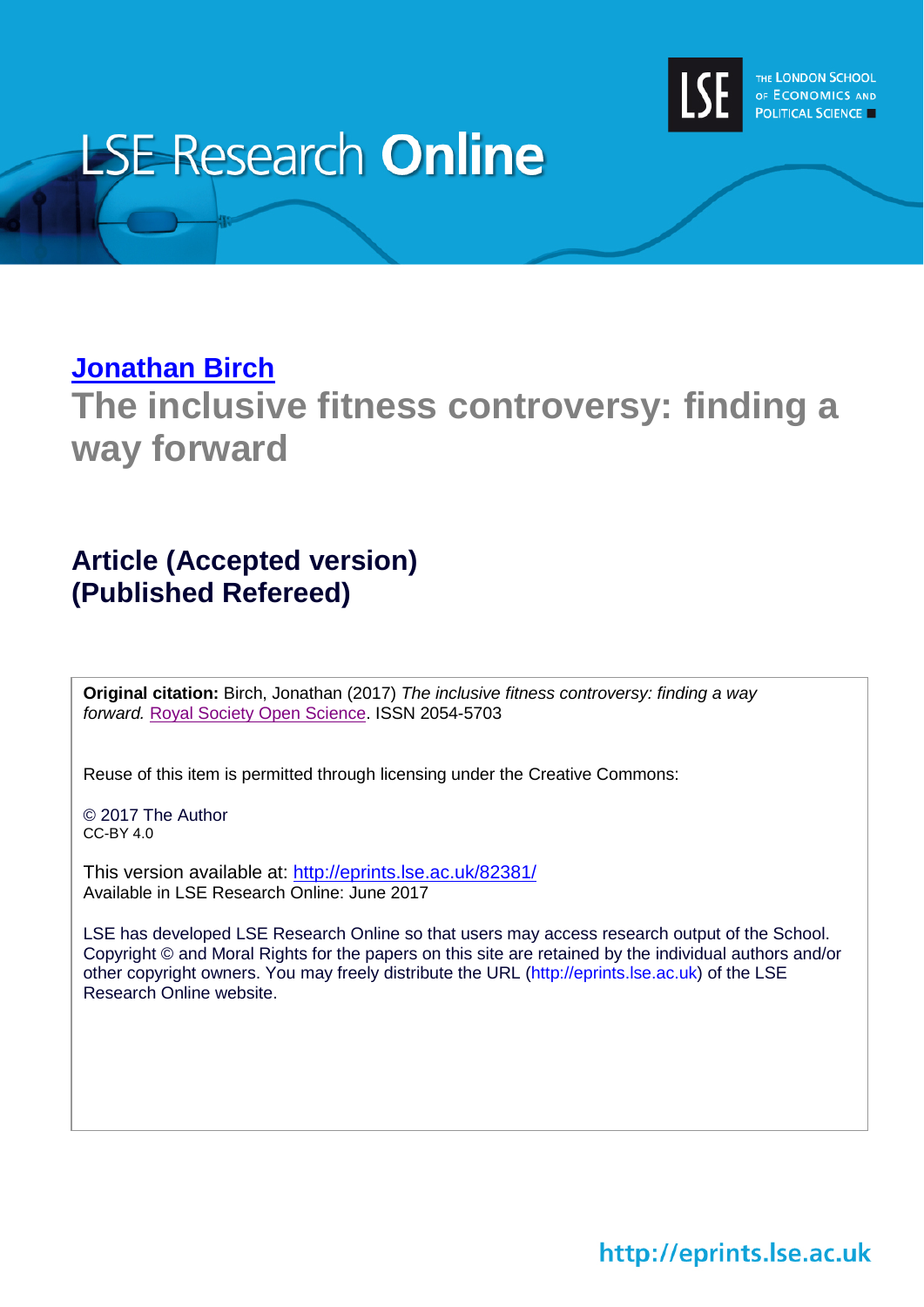LSE Research **Online**

THE LONDON SCHOOL OF ECONOMICS AND POLITICAL SCIENCE

**Jonathan Birch**

# The inclusive fitness controversy: finding a way forward

## Article (Accepted version) (Published Refereed)

**Original citation:** Birch, Jonathan (2017) *The inclusive fitness controversy: finding a way forward.* Royal Society Open Science. ISSN 2054-5703

Reuse of this item is permitted through licensing under the Creative Commons:

© 2017 The Author
CC-BY 4.0

This version available at: http://eprints.lse.ac.uk/82381/
Available in LSE Research Online: June 2017

LSE has developed LSE Research Online so that users may access research output of the School. Copyright © and Moral Rights for the papers on this site are retained by the individual authors and/or other copyright owners. You may freely distribute the URL (http://eprints.lse.ac.uk) of the LSE Research Online website.

http://eprints.lse.ac.uk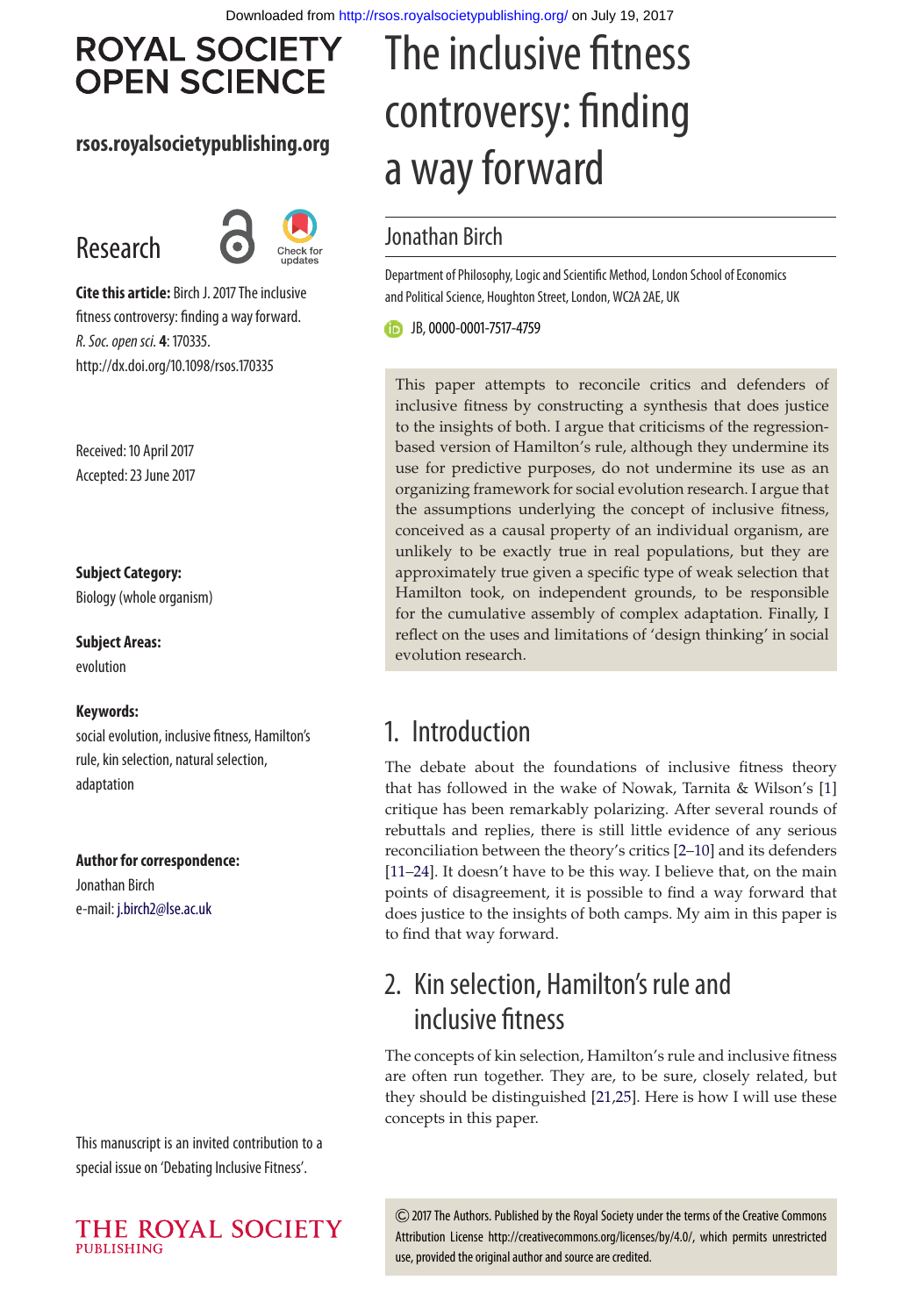# ROYAL SOCIETY OPEN SCIENCE

**rsos.royalsocietypublishing.org**

# Research

**Cite this article:** Birch J. 2017 The inclusive fitness controversy: finding a way forward. *R. Soc. open sci.* **4**: 170335. http://dx.doi.org/10.1098/rsos.170335

Received: 10 April 2017
Accepted: 23 June 2017

**Subject Category:**
Biology (whole organism)

**Subject Areas:**
evolution

**Keywords:**
social evolution, inclusive fitness, Hamilton's rule, kin selection, natural selection, adaptation

**Author for correspondence:**
Jonathan Birch
e-mail: j.birch2@lse.ac.uk

This manuscript is an invited contribution to a special issue on 'Debating Inclusive Fitness'.

# The inclusive fitness controversy: finding a way forward

Jonathan Birch

Department of Philosophy, Logic and Scientific Method, London School of Economics and Political Science, Houghton Street, London, WC2A 2AE, UK

JB, 0000-0001-7517-4759

This paper attempts to reconcile critics and defenders of inclusive fitness by constructing a synthesis that does justice to the insights of both. I argue that criticisms of the regression-based version of Hamilton's rule, although they undermine its use for predictive purposes, do not undermine its use as an organizing framework for social evolution research. I argue that the assumptions underlying the concept of inclusive fitness, conceived as a causal property of an individual organism, are unlikely to be exactly true in real populations, but they are approximately true given a specific type of weak selection that Hamilton took, on independent grounds, to be responsible for the cumulative assembly of complex adaptation. Finally, I reflect on the uses and limitations of 'design thinking' in social evolution research.

## 1. Introduction

The debate about the foundations of inclusive fitness theory that has followed in the wake of Nowak, Tarnita & Wilson's [1] critique has been remarkably polarizing. After several rounds of rebuttals and replies, there is still little evidence of any serious reconciliation between the theory's critics [2–10] and its defenders [11–24]. It doesn't have to be this way. I believe that, on the main points of disagreement, it is possible to find a way forward that does justice to the insights of both camps. My aim in this paper is to find that way forward.

## 2. Kin selection, Hamilton's rule and inclusive fitness

The concepts of kin selection, Hamilton's rule and inclusive fitness are often run together. They are, to be sure, closely related, but they should be distinguished [21,25]. Here is how I will use these concepts in this paper.

© 2017 The Authors. Published by the Royal Society under the terms of the Creative Commons Attribution License http://creativecommons.org/licenses/by/4.0/, which permits unrestricted use, provided the original author and source are credited.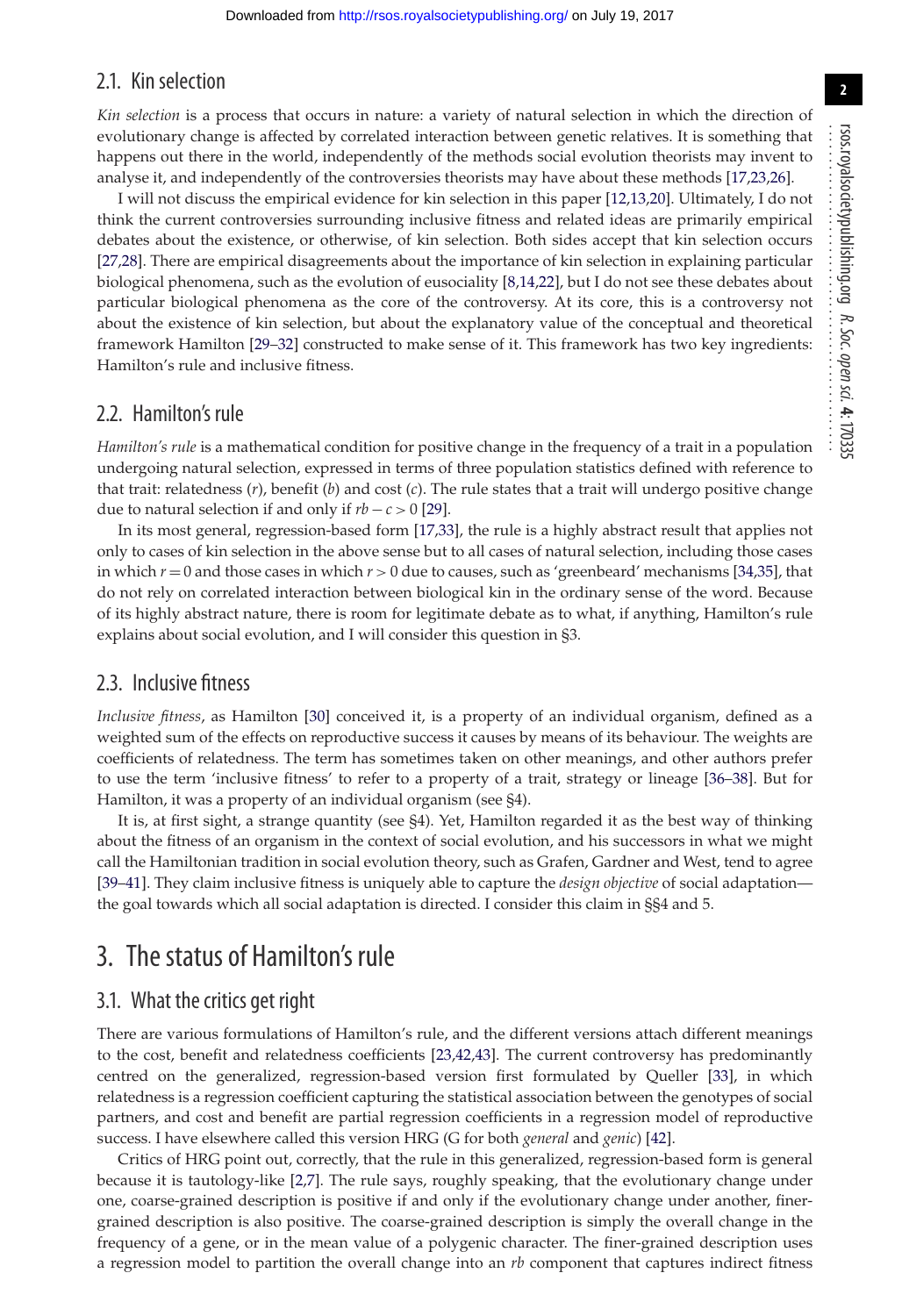### 2.1. Kin selection

*Kin selection* is a process that occurs in nature: a variety of natural selection in which the direction of evolutionary change is affected by correlated interaction between genetic relatives. It is something that happens out there in the world, independently of the methods social evolution theorists may invent to analyse it, and independently of the controversies theorists may have about these methods [17,23,26].

I will not discuss the empirical evidence for kin selection in this paper [12,13,20]. Ultimately, I do not think the current controversies surrounding inclusive fitness and related ideas are primarily empirical debates about the existence, or otherwise, of kin selection. Both sides accept that kin selection occurs [27,28]. There are empirical disagreements about the importance of kin selection in explaining particular biological phenomena, such as the evolution of eusociality [8,14,22], but I do not see these debates about particular biological phenomena as the core of the controversy. At its core, this is a controversy not about the existence of kin selection, but about the explanatory value of the conceptual and theoretical framework Hamilton [29–32] constructed to make sense of it. This framework has two key ingredients: Hamilton's rule and inclusive fitness.

### 2.2. Hamilton's rule

*Hamilton's rule* is a mathematical condition for positive change in the frequency of a trait in a population undergoing natural selection, expressed in terms of three population statistics defined with reference to that trait: relatedness ($r$), benefit ($b$) and cost ($c$). The rule states that a trait will undergo positive change due to natural selection if and only if $rb - c > 0$ [29].

In its most general, regression-based form [17,33], the rule is a highly abstract result that applies not only to cases of kin selection in the above sense but to all cases of natural selection, including those cases in which $r = 0$ and those cases in which $r > 0$ due to causes, such as 'greenbeard' mechanisms [34,35], that do not rely on correlated interaction between biological kin in the ordinary sense of the word. Because of its highly abstract nature, there is room for legitimate debate as to what, if anything, Hamilton's rule explains about social evolution, and I will consider this question in §3.

### 2.3. Inclusive fitness

*Inclusive fitness*, as Hamilton [30] conceived it, is a property of an individual organism, defined as a weighted sum of the effects on reproductive success it causes by means of its behaviour. The weights are coefficients of relatedness. The term has sometimes taken on other meanings, and other authors prefer to use the term 'inclusive fitness' to refer to a property of a trait, strategy or lineage [36–38]. But for Hamilton, it was a property of an individual organism (see §4).

It is, at first sight, a strange quantity (see §4). Yet, Hamilton regarded it as the best way of thinking about the fitness of an organism in the context of social evolution, and his successors in what we might call the Hamiltonian tradition in social evolution theory, such as Grafen, Gardner and West, tend to agree [39–41]. They claim inclusive fitness is uniquely able to capture the *design objective* of social adaptation—the goal towards which all social adaptation is directed. I consider this claim in §§4 and 5.

## 3. The status of Hamilton's rule

### 3.1. What the critics get right

There are various formulations of Hamilton's rule, and the different versions attach different meanings to the cost, benefit and relatedness coefficients [23,42,43]. The current controversy has predominantly centred on the generalized, regression-based version first formulated by Queller [33], in which relatedness is a regression coefficient capturing the statistical association between the genotypes of social partners, and cost and benefit are partial regression coefficients in a regression model of reproductive success. I have elsewhere called this version HRG (G for both *general* and *genic*) [42].

Critics of HRG point out, correctly, that the rule in this generalized, regression-based form is general because it is tautology-like [2,7]. The rule says, roughly speaking, that the evolutionary change under one, coarse-grained description is positive if and only if the evolutionary change under another, finer-grained description is also positive. The coarse-grained description is simply the overall change in the frequency of a gene, or in the mean value of a polygenic character. The finer-grained description uses a regression model to partition the overall change into an $rb$ component that captures indirect fitness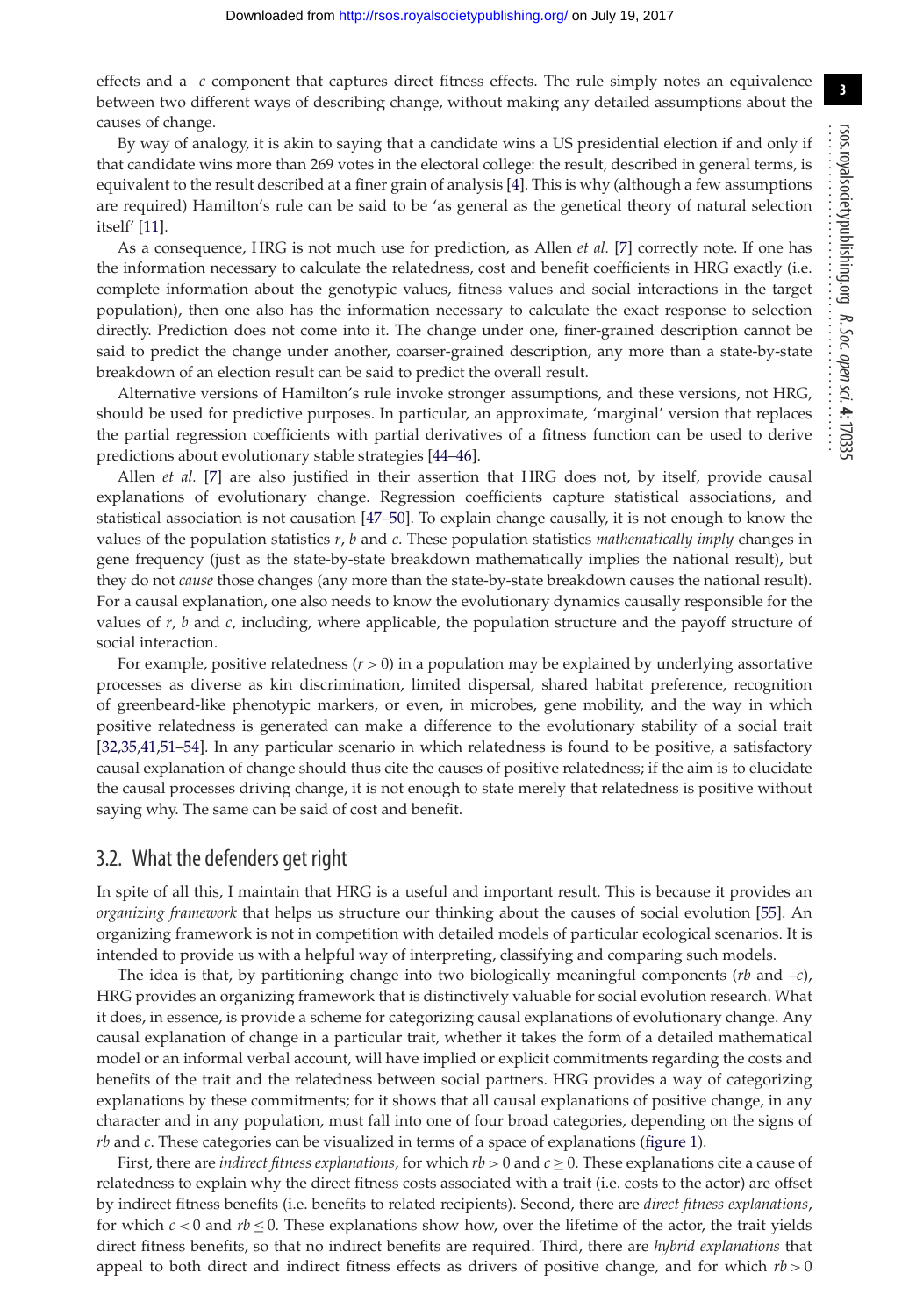effects and a $-c$ component that captures direct fitness effects. The rule simply notes an equivalence between two different ways of describing change, without making any detailed assumptions about the causes of change.

By way of analogy, it is akin to saying that a candidate wins a US presidential election if and only if that candidate wins more than 269 votes in the electoral college: the result, described in general terms, is equivalent to the result described at a finer grain of analysis [4]. This is why (although a few assumptions are required) Hamilton's rule can be said to be 'as general as the genetical theory of natural selection itself' [11].

As a consequence, HRG is not much use for prediction, as Allen *et al.* [7] correctly note. If one has the information necessary to calculate the relatedness, cost and benefit coefficients in HRG exactly (i.e. complete information about the genotypic values, fitness values and social interactions in the target population), then one also has the information necessary to calculate the exact response to selection directly. Prediction does not come into it. The change under one, finer-grained description cannot be said to predict the change under another, coarser-grained description, any more than a state-by-state breakdown of an election result can be said to predict the overall result.

Alternative versions of Hamilton's rule invoke stronger assumptions, and these versions, not HRG, should be used for predictive purposes. In particular, an approximate, 'marginal' version that replaces the partial regression coefficients with partial derivatives of a fitness function can be used to derive predictions about evolutionary stable strategies [44–46].

Allen *et al.* [7] are also justified in their assertion that HRG does not, by itself, provide causal explanations of evolutionary change. Regression coefficients capture statistical associations, and statistical association is not causation [47–50]. To explain change causally, it is not enough to know the values of the population statistics $r$, $b$ and $c$. These population statistics *mathematically imply* changes in gene frequency (just as the state-by-state breakdown mathematically implies the national result), but they do not *cause* those changes (any more than the state-by-state breakdown causes the national result). For a causal explanation, one also needs to know the evolutionary dynamics causally responsible for the values of $r$, $b$ and $c$, including, where applicable, the population structure and the payoff structure of social interaction.

For example, positive relatedness ($r > 0$) in a population may be explained by underlying assortative processes as diverse as kin discrimination, limited dispersal, shared habitat preference, recognition of greenbeard-like phenotypic markers, or even, in microbes, gene mobility, and the way in which positive relatedness is generated can make a difference to the evolutionary stability of a social trait [32,35,41,51–54]. In any particular scenario in which relatedness is found to be positive, a satisfactory causal explanation of change should thus cite the causes of positive relatedness; if the aim is to elucidate the causal processes driving change, it is not enough to state merely that relatedness is positive without saying why. The same can be said of cost and benefit.

## 3.2. What the defenders get right

In spite of all this, I maintain that HRG is a useful and important result. This is because it provides an *organizing framework* that helps us structure our thinking about the causes of social evolution [55]. An organizing framework is not in competition with detailed models of particular ecological scenarios. It is intended to provide us with a helpful way of interpreting, classifying and comparing such models.

The idea is that, by partitioning change into two biologically meaningful components ($rb$ and $-c$), HRG provides an organizing framework that is distinctively valuable for social evolution research. What it does, in essence, is provide a scheme for categorizing causal explanations of evolutionary change. Any causal explanation of change in a particular trait, whether it takes the form of a detailed mathematical model or an informal verbal account, will have implied or explicit commitments regarding the costs and benefits of the trait and the relatedness between social partners. HRG provides a way of categorizing explanations by these commitments; for it shows that all causal explanations of positive change, in any character and in any population, must fall into one of four broad categories, depending on the signs of $rb$ and $c$. These categories can be visualized in terms of a space of explanations (figure 1).

First, there are *indirect fitness explanations*, for which $rb > 0$ and $c \geq 0$. These explanations cite a cause of relatedness to explain why the direct fitness costs associated with a trait (i.e. costs to the actor) are offset by indirect fitness benefits (i.e. benefits to related recipients). Second, there are *direct fitness explanations*, for which $c < 0$ and $rb \leq 0$. These explanations show how, over the lifetime of the actor, the trait yields direct fitness benefits, so that no indirect benefits are required. Third, there are *hybrid explanations* that appeal to both direct and indirect fitness effects as drivers of positive change, and for which $rb > 0$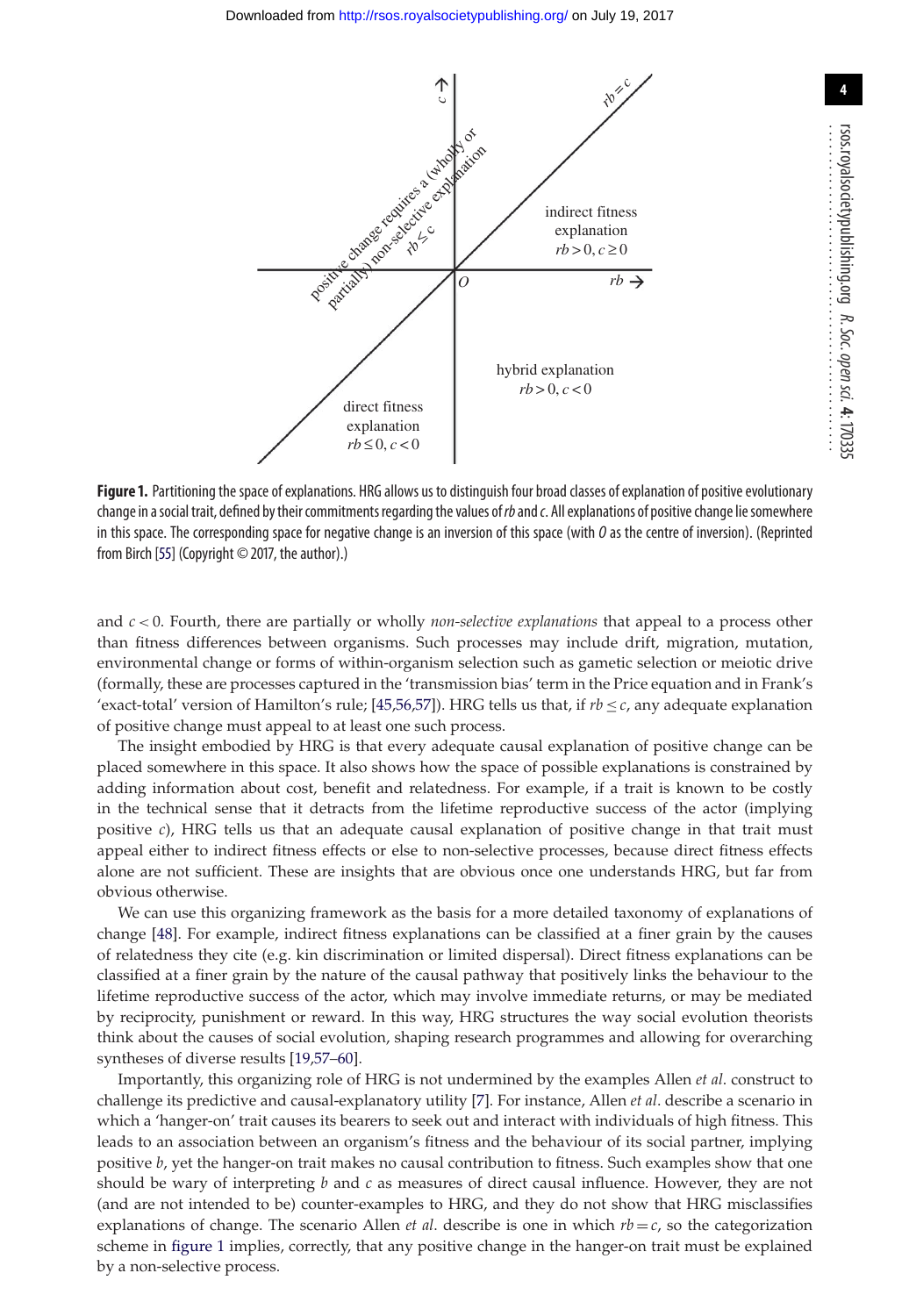**Figure 1.** Partitioning the space of explanations. HRG allows us to distinguish four broad classes of explanation of positive evolutionary change in a social trait, defined by their commitments regarding the values of $rb$ and $c$. All explanations of positive change lie somewhere in this space. The corresponding space for negative change is an inversion of this space (with $O$ as the centre of inversion). (Reprinted from Birch [55] (Copyright © 2017, the author).)

and $c < 0$. Fourth, there are partially or wholly *non-selective explanations* that appeal to a process other than fitness differences between organisms. Such processes may include drift, migration, mutation, environmental change or forms of within-organism selection such as gametic selection or meiotic drive (formally, these are processes captured in the 'transmission bias' term in the Price equation and in Frank's 'exact-total' version of Hamilton's rule; [45,56,57]). HRG tells us that, if $rb \leq c$, any adequate explanation of positive change must appeal to at least one such process.

The insight embodied by HRG is that every adequate causal explanation of positive change can be placed somewhere in this space. It also shows how the space of possible explanations is constrained by adding information about cost, benefit and relatedness. For example, if a trait is known to be costly in the technical sense that it detracts from the lifetime reproductive success of the actor (implying positive $c$), HRG tells us that an adequate causal explanation of positive change in that trait must appeal either to indirect fitness effects or else to non-selective processes, because direct fitness effects alone are not sufficient. These are insights that are obvious once one understands HRG, but far from obvious otherwise.

We can use this organizing framework as the basis for a more detailed taxonomy of explanations of change [48]. For example, indirect fitness explanations can be classified at a finer grain by the causes of relatedness they cite (e.g. kin discrimination or limited dispersal). Direct fitness explanations can be classified at a finer grain by the nature of the causal pathway that positively links the behaviour to the lifetime reproductive success of the actor, which may involve immediate returns, or may be mediated by reciprocity, punishment or reward. In this way, HRG structures the way social evolution theorists think about the causes of social evolution, shaping research programmes and allowing for overarching syntheses of diverse results [19,57–60].

Importantly, this organizing role of HRG is not undermined by the examples Allen *et al.* construct to challenge its predictive and causal-explanatory utility [7]. For instance, Allen *et al.* describe a scenario in which a 'hanger-on' trait causes its bearers to seek out and interact with individuals of high fitness. This leads to an association between an organism's fitness and the behaviour of its social partner, implying positive $b$, yet the hanger-on trait makes no causal contribution to fitness. Such examples show that one should be wary of interpreting $b$ and $c$ as measures of direct causal influence. However, they are not (and are not intended to be) counter-examples to HRG, and they do not show that HRG misclassifies explanations of change. The scenario Allen *et al.* describe is one in which $rb = c$, so the categorization scheme in figure 1 implies, correctly, that any positive change in the hanger-on trait must be explained by a non-selective process.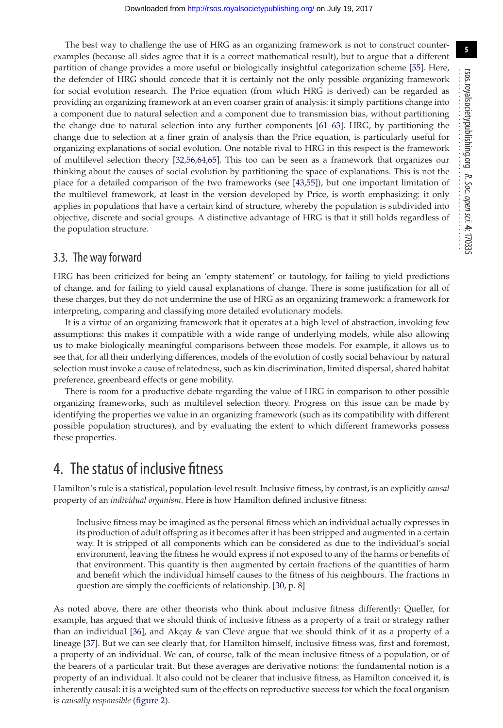The best way to challenge the use of HRG as an organizing framework is not to construct counter-examples (because all sides agree that it is a correct mathematical result), but to argue that a different partition of change provides a more useful or biologically insightful categorization scheme [55]. Here, the defender of HRG should concede that it is certainly not the only possible organizing framework for social evolution research. The Price equation (from which HRG is derived) can be regarded as providing an organizing framework at an even coarser grain of analysis: it simply partitions change into a component due to natural selection and a component due to transmission bias, without partitioning the change due to natural selection into any further components [61–63]. HRG, by partitioning the change due to selection at a finer grain of analysis than the Price equation, is particularly useful for organizing explanations of social evolution. One notable rival to HRG in this respect is the framework of multilevel selection theory [32,56,64,65]. This too can be seen as a framework that organizes our thinking about the causes of social evolution by partitioning the space of explanations. This is not the place for a detailed comparison of the two frameworks (see [43,55]), but one important limitation of the multilevel framework, at least in the version developed by Price, is worth emphasizing: it only applies in populations that have a certain kind of structure, whereby the population is subdivided into objective, discrete and social groups. A distinctive advantage of HRG is that it still holds regardless of the population structure.

### 3.3. The way forward

HRG has been criticized for being an 'empty statement' or tautology, for failing to yield predictions of change, and for failing to yield causal explanations of change. There is some justification for all of these charges, but they do not undermine the use of HRG as an organizing framework: a framework for interpreting, comparing and classifying more detailed evolutionary models.

It is a virtue of an organizing framework that it operates at a high level of abstraction, invoking few assumptions: this makes it compatible with a wide range of underlying models, while also allowing us to make biologically meaningful comparisons between those models. For example, it allows us to see that, for all their underlying differences, models of the evolution of costly social behaviour by natural selection must invoke a cause of relatedness, such as kin discrimination, limited dispersal, shared habitat preference, greenbeard effects or gene mobility.

There is room for a productive debate regarding the value of HRG in comparison to other possible organizing frameworks, such as multilevel selection theory. Progress on this issue can be made by identifying the properties we value in an organizing framework (such as its compatibility with different possible population structures), and by evaluating the extent to which different frameworks possess these properties.

## 4. The status of inclusive fitness

Hamilton's rule is a statistical, population-level result. Inclusive fitness, by contrast, is an explicitly *causal* property of an *individual organism*. Here is how Hamilton defined inclusive fitness:

> Inclusive fitness may be imagined as the personal fitness which an individual actually expresses in its production of adult offspring as it becomes after it has been stripped and augmented in a certain way. It is stripped of all components which can be considered as due to the individual's social environment, leaving the fitness he would express if not exposed to any of the harms or benefits of that environment. This quantity is then augmented by certain fractions of the quantities of harm and benefit which the individual himself causes to the fitness of his neighbours. The fractions in question are simply the coefficients of relationship. [30, p. 8]

As noted above, there are other theorists who think about inclusive fitness differently: Queller, for example, has argued that we should think of inclusive fitness as a property of a trait or strategy rather than an individual [36], and Akçay & van Cleve argue that we should think of it as a property of a lineage [37]. But we can see clearly that, for Hamilton himself, inclusive fitness was, first and foremost, a property of an individual. We can, of course, talk of the mean inclusive fitness of a population, or of the bearers of a particular trait. But these averages are derivative notions: the fundamental notion is a property of an individual. It also could not be clearer that inclusive fitness, as Hamilton conceived it, is inherently causal: it is a weighted sum of the effects on reproductive success for which the focal organism is *causally responsible* (figure 2).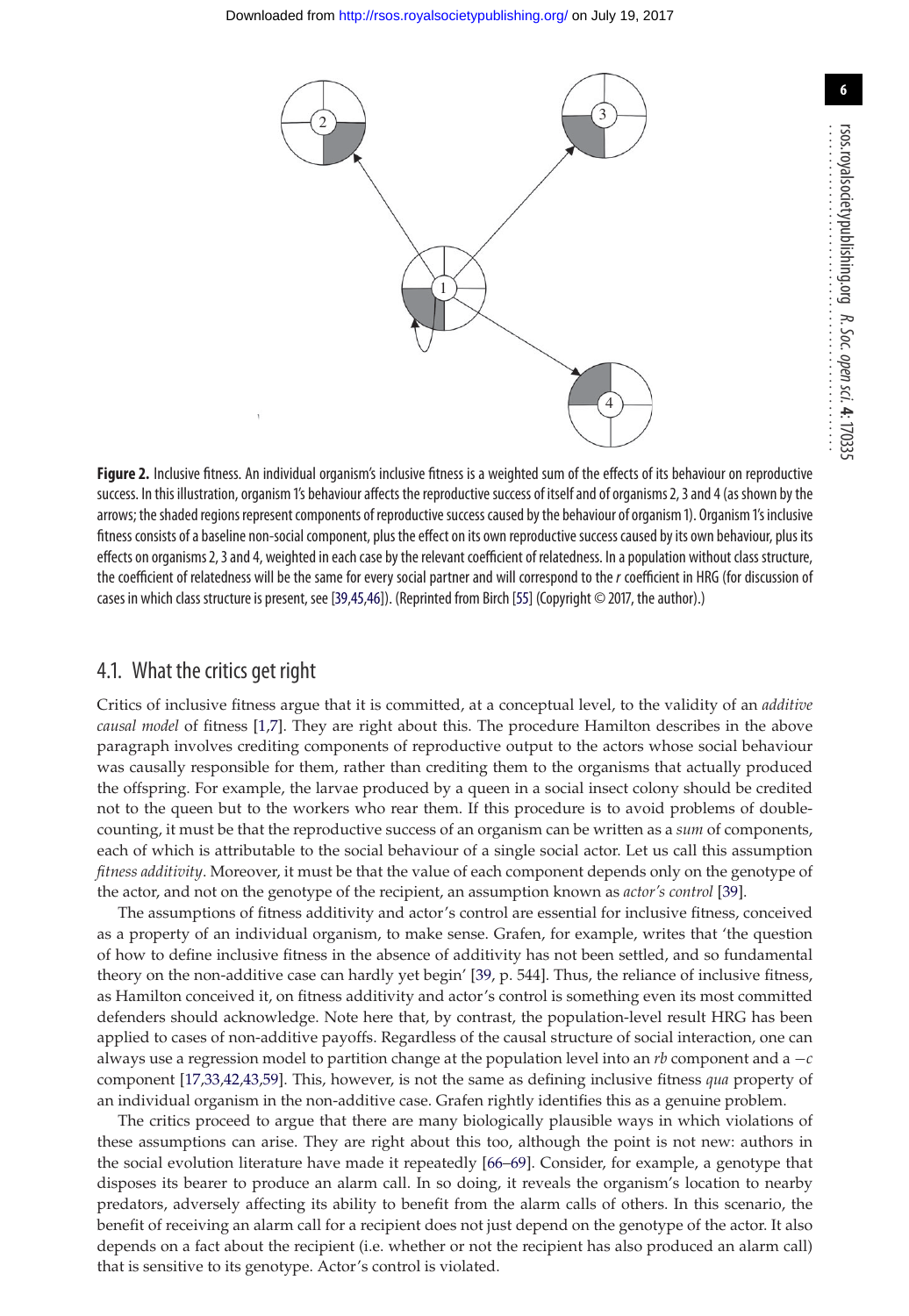**Figure 2.** Inclusive fitness. An individual organism's inclusive fitness is a weighted sum of the effects of its behaviour on reproductive success. In this illustration, organism 1's behaviour affects the reproductive success of itself and of organisms 2, 3 and 4 (as shown by the arrows; the shaded regions represent components of reproductive success caused by the behaviour of organism 1). Organism 1's inclusive fitness consists of a baseline non-social component, plus the effect on its own reproductive success caused by its own behaviour, plus its effects on organisms 2, 3 and 4, weighted in each case by the relevant coefficient of relatedness. In a population without class structure, the coefficient of relatedness will be the same for every social partner and will correspond to the $r$ coefficient in HRG (for discussion of cases in which class structure is present, see [39,45,46]). (Reprinted from Birch [55] (Copyright © 2017, the author).)

## 4.1. What the critics get right

Critics of inclusive fitness argue that it is committed, at a conceptual level, to the validity of an *additive causal model* of fitness [1,7]. They are right about this. The procedure Hamilton describes in the above paragraph involves crediting components of reproductive output to the actors whose social behaviour was causally responsible for them, rather than crediting them to the organisms that actually produced the offspring. For example, the larvae produced by a queen in a social insect colony should be credited not to the queen but to the workers who rear them. If this procedure is to avoid problems of double-counting, it must be that the reproductive success of an organism can be written as a *sum* of components, each of which is attributable to the social behaviour of a single social actor. Let us call this assumption *fitness additivity*. Moreover, it must be that the value of each component depends only on the genotype of the actor, and not on the genotype of the recipient, an assumption known as *actor's control* [39].

The assumptions of fitness additivity and actor's control are essential for inclusive fitness, conceived as a property of an individual organism, to make sense. Grafen, for example, writes that 'the question of how to define inclusive fitness in the absence of additivity has not been settled, and so fundamental theory on the non-additive case can hardly yet begin' [39, p. 544]. Thus, the reliance of inclusive fitness, as Hamilton conceived it, on fitness additivity and actor's control is something even its most committed defenders should acknowledge. Note here that, by contrast, the population-level result HRG has been applied to cases of non-additive payoffs. Regardless of the causal structure of social interaction, one can always use a regression model to partition change at the population level into an $rb$ component and a $-c$ component [17,33,42,43,59]. This, however, is not the same as defining inclusive fitness *qua* property of an individual organism in the non-additive case. Grafen rightly identifies this as a genuine problem.

The critics proceed to argue that there are many biologically plausible ways in which violations of these assumptions can arise. They are right about this too, although the point is not new: authors in the social evolution literature have made it repeatedly [66–69]. Consider, for example, a genotype that disposes its bearer to produce an alarm call. In so doing, it reveals the organism's location to nearby predators, adversely affecting its ability to benefit from the alarm calls of others. In this scenario, the benefit of receiving an alarm call for a recipient does not just depend on the genotype of the actor. It also depends on a fact about the recipient (i.e. whether or not the recipient has also produced an alarm call) that is sensitive to its genotype. Actor's control is violated.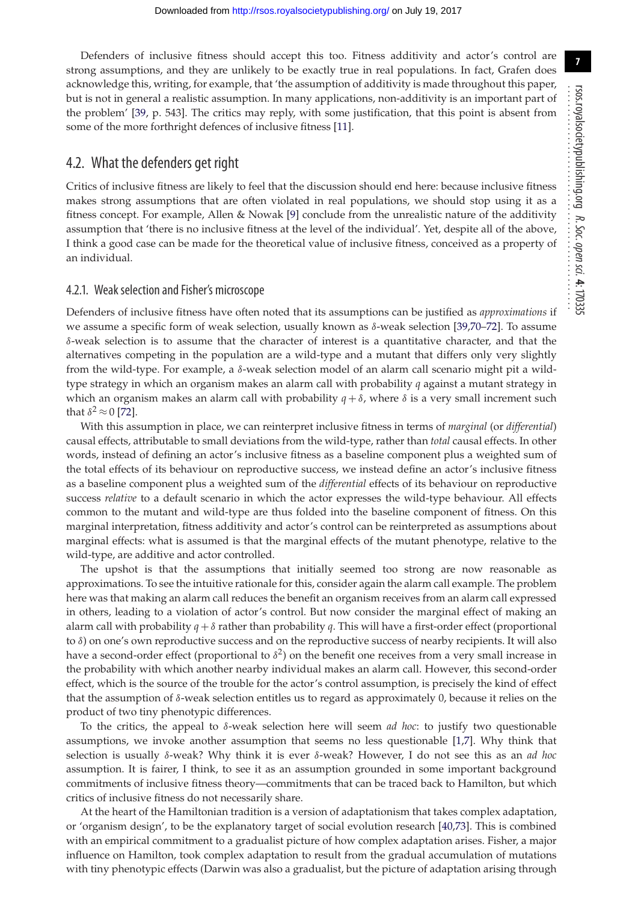Defenders of inclusive fitness should accept this too. Fitness additivity and actor's control are strong assumptions, and they are unlikely to be exactly true in real populations. In fact, Grafen does acknowledge this, writing, for example, that 'the assumption of additivity is made throughout this paper, but is not in general a realistic assumption. In many applications, non-additivity is an important part of the problem' [39, p. 543]. The critics may reply, with some justification, that this point is absent from some of the more forthright defences of inclusive fitness [11].

## 4.2. What the defenders get right

Critics of inclusive fitness are likely to feel that the discussion should end here: because inclusive fitness makes strong assumptions that are often violated in real populations, we should stop using it as a fitness concept. For example, Allen & Nowak [9] conclude from the unrealistic nature of the additivity assumption that 'there is no inclusive fitness at the level of the individual'. Yet, despite all of the above, I think a good case can be made for the theoretical value of inclusive fitness, conceived as a property of an individual.

### 4.2.1. Weak selection and Fisher's microscope

Defenders of inclusive fitness have often noted that its assumptions can be justified as *approximations* if we assume a specific form of weak selection, usually known as $\delta$-weak selection [39,70–72]. To assume $\delta$-weak selection is to assume that the character of interest is a quantitative character, and that the alternatives competing in the population are a wild-type and a mutant that differs only very slightly from the wild-type. For example, a $\delta$-weak selection model of an alarm call scenario might pit a wild-type strategy in which an organism makes an alarm call with probability $q$ against a mutant strategy in which an organism makes an alarm call with probability $q + \delta$, where $\delta$ is a very small increment such that $\delta^2 \approx 0$ [72].

With this assumption in place, we can reinterpret inclusive fitness in terms of *marginal* (or *differential*) causal effects, attributable to small deviations from the wild-type, rather than *total* causal effects. In other words, instead of defining an actor's inclusive fitness as a baseline component plus a weighted sum of the total effects of its behaviour on reproductive success, we instead define an actor's inclusive fitness as a baseline component plus a weighted sum of the *differential* effects of its behaviour on reproductive success *relative* to a default scenario in which the actor expresses the wild-type behaviour. All effects common to the mutant and wild-type are thus folded into the baseline component of fitness. On this marginal interpretation, fitness additivity and actor's control can be reinterpreted as assumptions about marginal effects: what is assumed is that the marginal effects of the mutant phenotype, relative to the wild-type, are additive and actor controlled.

The upshot is that the assumptions that initially seemed too strong are now reasonable as approximations. To see the intuitive rationale for this, consider again the alarm call example. The problem here was that making an alarm call reduces the benefit an organism receives from an alarm call expressed in others, leading to a violation of actor's control. But now consider the marginal effect of making an alarm call with probability $q + \delta$ rather than probability $q$. This will have a first-order effect (proportional to $\delta$) on one's own reproductive success and on the reproductive success of nearby recipients. It will also have a second-order effect (proportional to $\delta^2$) on the benefit one receives from a very small increase in the probability with which another nearby individual makes an alarm call. However, this second-order effect, which is the source of the trouble for the actor's control assumption, is precisely the kind of effect that the assumption of $\delta$-weak selection entitles us to regard as approximately 0, because it relies on the product of two tiny phenotypic differences.

To the critics, the appeal to $\delta$-weak selection here will seem *ad hoc*: to justify two questionable assumptions, we invoke another assumption that seems no less questionable [1,7]. Why think that selection is usually $\delta$-weak? Why think it is ever $\delta$-weak? However, I do not see this as an *ad hoc* assumption. It is fairer, I think, to see it as an assumption grounded in some important background commitments of inclusive fitness theory—commitments that can be traced back to Hamilton, but which critics of inclusive fitness do not necessarily share.

At the heart of the Hamiltonian tradition is a version of adaptationism that takes complex adaptation, or 'organism design', to be the explanatory target of social evolution research [40,73]. This is combined with an empirical commitment to a gradualist picture of how complex adaptation arises. Fisher, a major influence on Hamilton, took complex adaptation to result from the gradual accumulation of mutations with tiny phenotypic effects (Darwin was also a gradualist, but the picture of adaptation arising through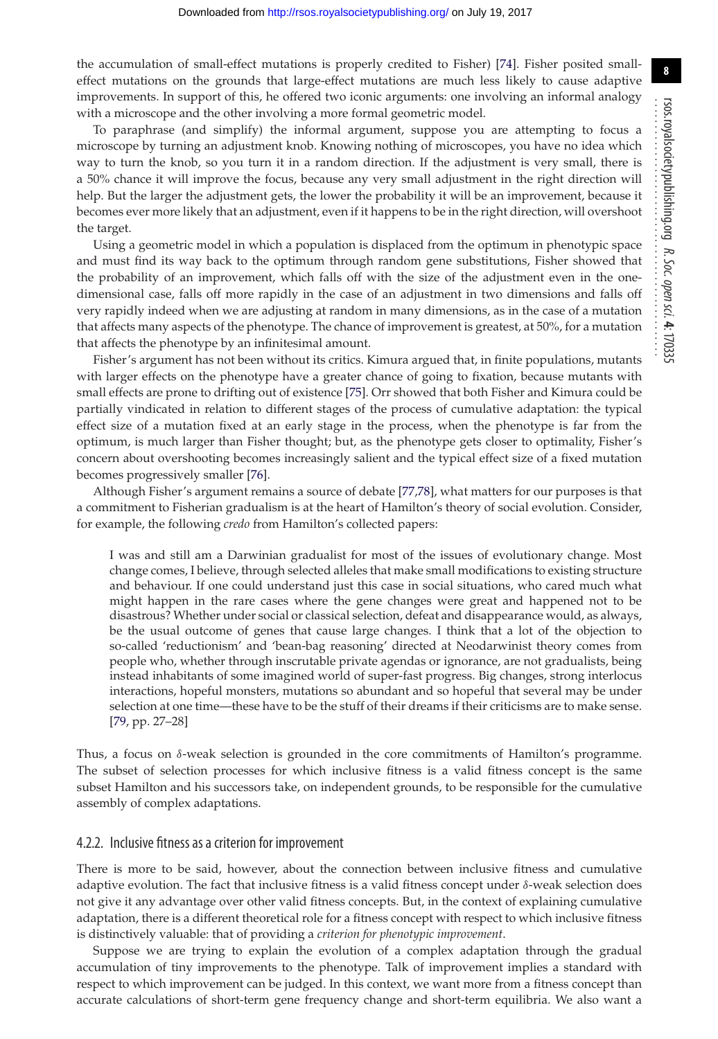the accumulation of small-effect mutations is properly credited to Fisher) [74]. Fisher posited small-effect mutations on the grounds that large-effect mutations are much less likely to cause adaptive improvements. In support of this, he offered two iconic arguments: one involving an informal analogy with a microscope and the other involving a more formal geometric model.

To paraphrase (and simplify) the informal argument, suppose you are attempting to focus a microscope by turning an adjustment knob. Knowing nothing of microscopes, you have no idea which way to turn the knob, so you turn it in a random direction. If the adjustment is very small, there is a 50% chance it will improve the focus, because any very small adjustment in the right direction will help. But the larger the adjustment gets, the lower the probability it will be an improvement, because it becomes ever more likely that an adjustment, even if it happens to be in the right direction, will overshoot the target.

Using a geometric model in which a population is displaced from the optimum in phenotypic space and must find its way back to the optimum through random gene substitutions, Fisher showed that the probability of an improvement, which falls off with the size of the adjustment even in the one-dimensional case, falls off more rapidly in the case of an adjustment in two dimensions and falls off very rapidly indeed when we are adjusting at random in many dimensions, as in the case of a mutation that affects many aspects of the phenotype. The chance of improvement is greatest, at 50%, for a mutation that affects the phenotype by an infinitesimal amount.

Fisher's argument has not been without its critics. Kimura argued that, in finite populations, mutants with larger effects on the phenotype have a greater chance of going to fixation, because mutants with small effects are prone to drifting out of existence [75]. Orr showed that both Fisher and Kimura could be partially vindicated in relation to different stages of the process of cumulative adaptation: the typical effect size of a mutation fixed at an early stage in the process, when the phenotype is far from the optimum, is much larger than Fisher thought; but, as the phenotype gets closer to optimality, Fisher's concern about overshooting becomes increasingly salient and the typical effect size of a fixed mutation becomes progressively smaller [76].

Although Fisher's argument remains a source of debate [77,78], what matters for our purposes is that a commitment to Fisherian gradualism is at the heart of Hamilton's theory of social evolution. Consider, for example, the following *credo* from Hamilton's collected papers:

> I was and still am a Darwinian gradualist for most of the issues of evolutionary change. Most change comes, I believe, through selected alleles that make small modifications to existing structure and behaviour. If one could understand just this case in social situations, who cared much what might happen in the rare cases where the gene changes were great and happened not to be disastrous? Whether under social or classical selection, defeat and disappearance would, as always, be the usual outcome of genes that cause large changes. I think that a lot of the objection to so-called 'reductionism' and 'bean-bag reasoning' directed at Neodarwinist theory comes from people who, whether through inscrutable private agendas or ignorance, are not gradualists, being instead inhabitants of some imagined world of super-fast progress. Big changes, strong interlocus interactions, hopeful monsters, mutations so abundant and so hopeful that several may be under selection at one time—these have to be the stuff of their dreams if their criticisms are to make sense. [79, pp. 27–28]

Thus, a focus on $\delta$-weak selection is grounded in the core commitments of Hamilton's programme. The subset of selection processes for which inclusive fitness is a valid fitness concept is the same subset Hamilton and his successors take, on independent grounds, to be responsible for the cumulative assembly of complex adaptations.

#### 4.2.2. Inclusive fitness as a criterion for improvement

There is more to be said, however, about the connection between inclusive fitness and cumulative adaptive evolution. The fact that inclusive fitness is a valid fitness concept under $\delta$-weak selection does not give it any advantage over other valid fitness concepts. But, in the context of explaining cumulative adaptation, there is a different theoretical role for a fitness concept with respect to which inclusive fitness is distinctively valuable: that of providing a *criterion for phenotypic improvement*.

Suppose we are trying to explain the evolution of a complex adaptation through the gradual accumulation of tiny improvements to the phenotype. Talk of improvement implies a standard with respect to which improvement can be judged. In this context, we want more from a fitness concept than accurate calculations of short-term gene frequency change and short-term equilibria. We also want a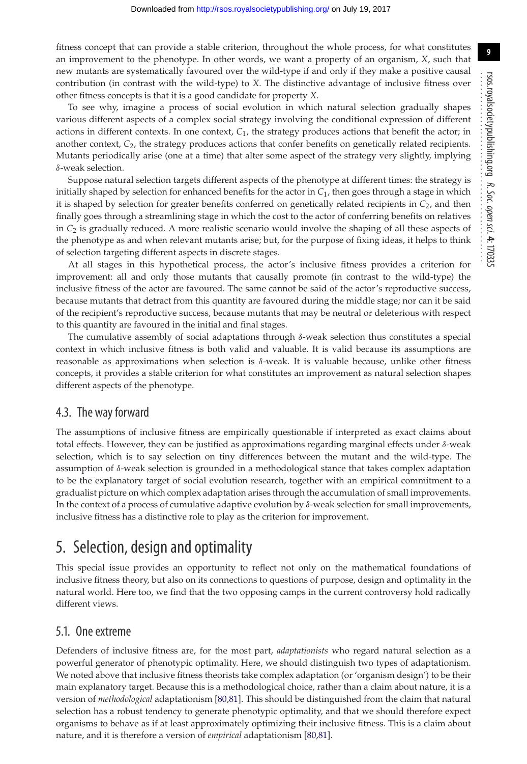fitness concept that can provide a stable criterion, throughout the whole process, for what constitutes an improvement to the phenotype. In other words, we want a property of an organism, $X$, such that new mutants are systematically favoured over the wild-type if and only if they make a positive causal contribution (in contrast with the wild-type) to $X$. The distinctive advantage of inclusive fitness over other fitness concepts is that it is a good candidate for property $X$.

To see why, imagine a process of social evolution in which natural selection gradually shapes various different aspects of a complex social strategy involving the conditional expression of different actions in different contexts. In one context, $C_1$, the strategy produces actions that benefit the actor; in another context, $C_2$, the strategy produces actions that confer benefits on genetically related recipients. Mutants periodically arise (one at a time) that alter some aspect of the strategy very slightly, implying $\delta$-weak selection.

Suppose natural selection targets different aspects of the phenotype at different times: the strategy is initially shaped by selection for enhanced benefits for the actor in $C_1$, then goes through a stage in which it is shaped by selection for greater benefits conferred on genetically related recipients in $C_2$, and then finally goes through a streamlining stage in which the cost to the actor of conferring benefits on relatives in $C_2$ is gradually reduced. A more realistic scenario would involve the shaping of all these aspects of the phenotype as and when relevant mutants arise; but, for the purpose of fixing ideas, it helps to think of selection targeting different aspects in discrete stages.

At all stages in this hypothetical process, the actor's inclusive fitness provides a criterion for improvement: all and only those mutants that causally promote (in contrast to the wild-type) the inclusive fitness of the actor are favoured. The same cannot be said of the actor's reproductive success, because mutants that detract from this quantity are favoured during the middle stage; nor can it be said of the recipient's reproductive success, because mutants that may be neutral or deleterious with respect to this quantity are favoured in the initial and final stages.

The cumulative assembly of social adaptations through $\delta$-weak selection thus constitutes a special context in which inclusive fitness is both valid and valuable. It is valid because its assumptions are reasonable as approximations when selection is $\delta$-weak. It is valuable because, unlike other fitness concepts, it provides a stable criterion for what constitutes an improvement as natural selection shapes different aspects of the phenotype.

### 4.3. The way forward

The assumptions of inclusive fitness are empirically questionable if interpreted as exact claims about total effects. However, they can be justified as approximations regarding marginal effects under $\delta$-weak selection, which is to say selection on tiny differences between the mutant and the wild-type. The assumption of $\delta$-weak selection is grounded in a methodological stance that takes complex adaptation to be the explanatory target of social evolution research, together with an empirical commitment to a gradualist picture on which complex adaptation arises through the accumulation of small improvements. In the context of a process of cumulative adaptive evolution by $\delta$-weak selection for small improvements, inclusive fitness has a distinctive role to play as the criterion for improvement.

## 5. Selection, design and optimality

This special issue provides an opportunity to reflect not only on the mathematical foundations of inclusive fitness theory, but also on its connections to questions of purpose, design and optimality in the natural world. Here too, we find that the two opposing camps in the current controversy hold radically different views.

### 5.1. One extreme

Defenders of inclusive fitness are, for the most part, *adaptationists* who regard natural selection as a powerful generator of phenotypic optimality. Here, we should distinguish two types of adaptationism. We noted above that inclusive fitness theorists take complex adaptation (or 'organism design') to be their main explanatory target. Because this is a methodological choice, rather than a claim about nature, it is a version of *methodological* adaptationism [80,81]. This should be distinguished from the claim that natural selection has a robust tendency to generate phenotypic optimality, and that we should therefore expect organisms to behave as if at least approximately optimizing their inclusive fitness. This is a claim about nature, and it is therefore a version of *empirical* adaptationism [80,81].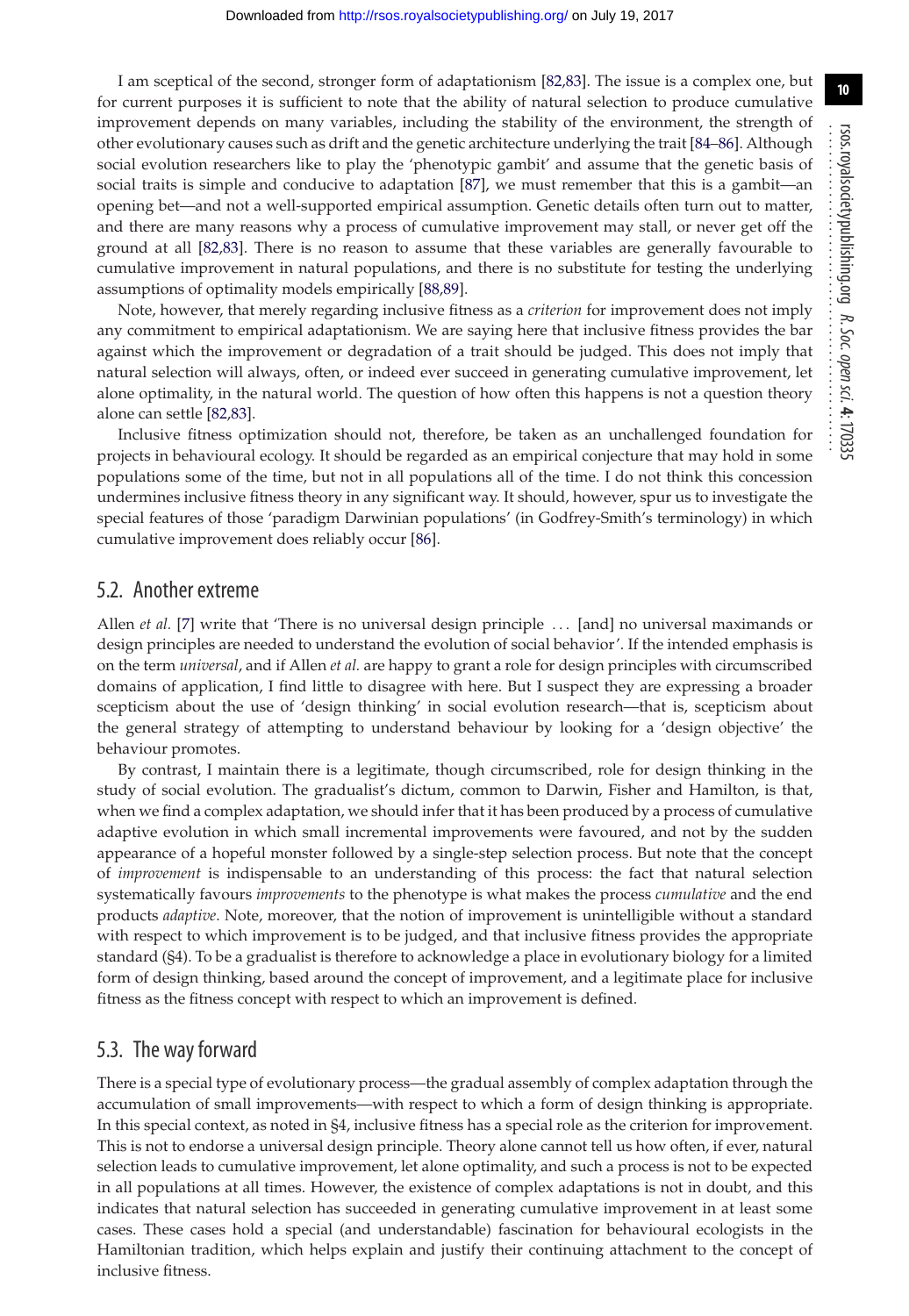I am sceptical of the second, stronger form of adaptationism [82,83]. The issue is a complex one, but for current purposes it is sufficient to note that the ability of natural selection to produce cumulative improvement depends on many variables, including the stability of the environment, the strength of other evolutionary causes such as drift and the genetic architecture underlying the trait [84–86]. Although social evolution researchers like to play the 'phenotypic gambit' and assume that the genetic basis of social traits is simple and conducive to adaptation [87], we must remember that this is a gambit—an opening bet—and not a well-supported empirical assumption. Genetic details often turn out to matter, and there are many reasons why a process of cumulative improvement may stall, or never get off the ground at all [82,83]. There is no reason to assume that these variables are generally favourable to cumulative improvement in natural populations, and there is no substitute for testing the underlying assumptions of optimality models empirically [88,89].

Note, however, that merely regarding inclusive fitness as a *criterion* for improvement does not imply any commitment to empirical adaptationism. We are saying here that inclusive fitness provides the bar against which the improvement or degradation of a trait should be judged. This does not imply that natural selection will always, often, or indeed ever succeed in generating cumulative improvement, let alone optimality, in the natural world. The question of how often this happens is not a question theory alone can settle [82,83].

Inclusive fitness optimization should not, therefore, be taken as an unchallenged foundation for projects in behavioural ecology. It should be regarded as an empirical conjecture that may hold in some populations some of the time, but not in all populations all of the time. I do not think this concession undermines inclusive fitness theory in any significant way. It should, however, spur us to investigate the special features of those 'paradigm Darwinian populations' (in Godfrey-Smith's terminology) in which cumulative improvement does reliably occur [86].

## 5.2. Another extreme

Allen *et al.* [7] write that 'There is no universal design principle ... [and] no universal maximands or design principles are needed to understand the evolution of social behavior'. If the intended emphasis is on the term *universal*, and if Allen *et al.* are happy to grant a role for design principles with circumscribed domains of application, I find little to disagree with here. But I suspect they are expressing a broader scepticism about the use of 'design thinking' in social evolution research—that is, scepticism about the general strategy of attempting to understand behaviour by looking for a 'design objective' the behaviour promotes.

By contrast, I maintain there is a legitimate, though circumscribed, role for design thinking in the study of social evolution. The gradualist's dictum, common to Darwin, Fisher and Hamilton, is that, when we find a complex adaptation, we should infer that it has been produced by a process of cumulative adaptive evolution in which small incremental improvements were favoured, and not by the sudden appearance of a hopeful monster followed by a single-step selection process. But note that the concept of *improvement* is indispensable to an understanding of this process: the fact that natural selection systematically favours *improvements* to the phenotype is what makes the process *cumulative* and the end products *adaptive*. Note, moreover, that the notion of improvement is unintelligible without a standard with respect to which improvement is to be judged, and that inclusive fitness provides the appropriate standard (§4). To be a gradualist is therefore to acknowledge a place in evolutionary biology for a limited form of design thinking, based around the concept of improvement, and a legitimate place for inclusive fitness as the fitness concept with respect to which an improvement is defined.

## 5.3. The way forward

There is a special type of evolutionary process—the gradual assembly of complex adaptation through the accumulation of small improvements—with respect to which a form of design thinking is appropriate. In this special context, as noted in §4, inclusive fitness has a special role as the criterion for improvement. This is not to endorse a universal design principle. Theory alone cannot tell us how often, if ever, natural selection leads to cumulative improvement, let alone optimality, and such a process is not to be expected in all populations at all times. However, the existence of complex adaptations is not in doubt, and this indicates that natural selection has succeeded in generating cumulative improvement in at least some cases. These cases hold a special (and understandable) fascination for behavioural ecologists in the Hamiltonian tradition, which helps explain and justify their continuing attachment to the concept of inclusive fitness.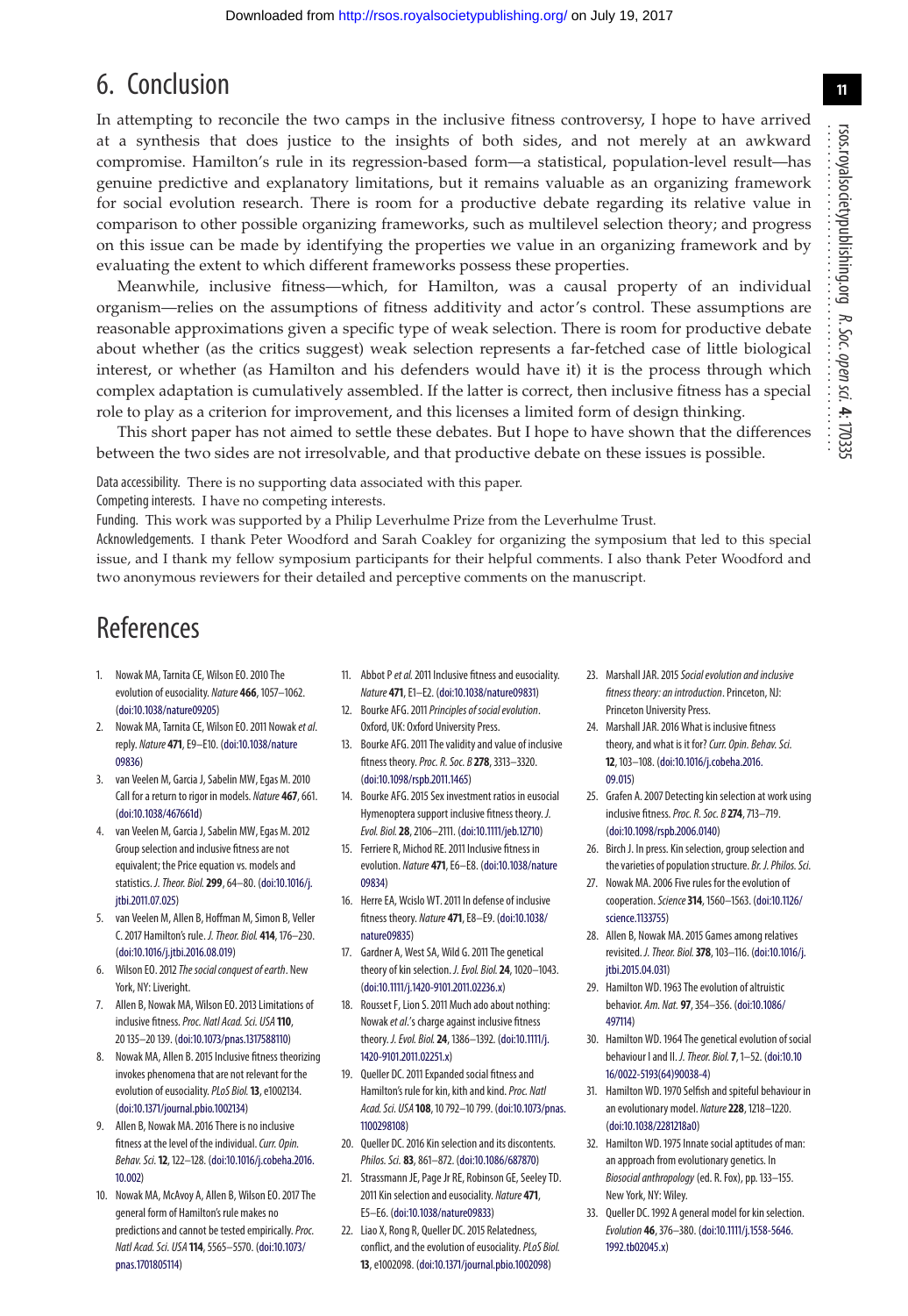# 6. Conclusion

In attempting to reconcile the two camps in the inclusive fitness controversy, I hope to have arrived at a synthesis that does justice to the insights of both sides, and not merely at an awkward compromise. Hamilton's rule in its regression-based form—a statistical, population-level result—has genuine predictive and explanatory limitations, but it remains valuable as an organizing framework for social evolution research. There is room for a productive debate regarding its relative value in comparison to other possible organizing frameworks, such as multilevel selection theory; and progress on this issue can be made by identifying the properties we value in an organizing framework and by evaluating the extent to which different frameworks possess these properties.

Meanwhile, inclusive fitness—which, for Hamilton, was a causal property of an individual organism—relies on the assumptions of fitness additivity and actor's control. These assumptions are reasonable approximations given a specific type of weak selection. There is room for productive debate about whether (as the critics suggest) weak selection represents a far-fetched case of little biological interest, or whether (as Hamilton and his defenders would have it) it is the process through which complex adaptation is cumulatively assembled. If the latter is correct, then inclusive fitness has a special role to play as a criterion for improvement, and this licenses a limited form of design thinking.

This short paper has not aimed to settle these debates. But I hope to have shown that the differences between the two sides are not irresolvable, and that productive debate on these issues is possible.

Data accessibility. There is no supporting data associated with this paper.

Competing interests. I have no competing interests.

Funding. This work was supported by a Philip Leverhulme Prize from the Leverhulme Trust.

Acknowledgements. I thank Peter Woodford and Sarah Coakley for organizing the symposium that led to this special issue, and I thank my fellow symposium participants for their helpful comments. I also thank Peter Woodford and two anonymous reviewers for their detailed and perceptive comments on the manuscript.

# References

1. Nowak MA, Tarnita CE, Wilson EO. 2010 The evolution of eusociality. *Nature* **466**, 1057–1062. (doi:10.1038/nature09205)
2. Nowak MA, Tarnita CE, Wilson EO. 2011 Nowak *et al*. reply. *Nature* **471**, E9–E10. (doi:10.1038/nature09836)
3. van Veelen M, Garcia J, Sabelin MW, Egas M. 2010 Call for a return to rigor in models. *Nature* **467**, 661. (doi:10.1038/467661d)
4. van Veelen M, Garcia J, Sabelin MW, Egas M. 2012 Group selection and inclusive fitness are not equivalent; the Price equation vs. models and statistics. *J. Theor. Biol.* **299**, 64–80. (doi:10.1016/j.jtbi.2011.07.025)
5. van Veelen M, Allen B, Hoffman M, Simon B, Veller C. 2017 Hamilton's rule. *J. Theor. Biol.* **414**, 176–230. (doi:10.1016/j.jtbi.2016.08.019)
6. Wilson EO. 2012 *The social conquest of earth*. New York, NY: Liveright.
7. Allen B, Nowak MA, Wilson EO. 2013 Limitations of inclusive fitness. *Proc. Natl Acad. Sci. USA* **110**, 20 135–20 139. (doi:10.1073/pnas.1317588110)
8. Nowak MA, Allen B. 2015 Inclusive fitness theorizing invokes phenomena that are not relevant for the evolution of eusociality. *PLoS Biol.* **13**, e1002134. (doi:10.1371/journal.pbio.1002134)
9. Allen B, Nowak MA. 2016 There is no inclusive fitness at the level of the individual. *Curr. Opin. Behav. Sci.* **12**, 122–128. (doi:10.1016/j.cobeha.2016.10.002)
10. Nowak MA, McAvoy A, Allen B, Wilson EO. 2017 The general form of Hamilton's rule makes no predictions and cannot be tested empirically. *Proc. Natl Acad. Sci. USA* **114**, 5565–5570. (doi:10.1073/pnas.1701805114)
11. Abbot P *et al.* 2011 Inclusive fitness and eusociality. *Nature* **471**, E1–E2. (doi:10.1038/nature09831)
12. Bourke AFG. 2011 *Principles of social evolution*. Oxford, UK: Oxford University Press.
13. Bourke AFG. 2011 The validity and value of inclusive fitness theory. *Proc. R. Soc. B* **278**, 3313–3320. (doi:10.1098/rspb.2011.1465)
14. Bourke AFG. 2015 Sex investment ratios in eusocial Hymenoptera support inclusive fitness theory. *J. Evol. Biol.* **28**, 2106–2111. (doi:10.1111/jeb.12710)
15. Ferriere R, Michod RE. 2011 Inclusive fitness in evolution. *Nature* **471**, E6–E8. (doi:10.1038/nature09834)
16. Herre EA, Wcislo WT. 2011 In defense of inclusive fitness theory. *Nature* **471**, E8–E9. (doi:10.1038/nature09835)
17. Gardner A, West SA, Wild G. 2011 The genetical theory of kin selection. *J. Evol. Biol.* **24**, 1020–1043. (doi:10.1111/j.1420-9101.2011.02236.x)
18. Rousset F, Lion S. 2011 Much ado about nothing: Nowak *et al.*'s charge against inclusive fitness theory. *J. Evol. Biol.* **24**, 1386–1392. (doi:10.1111/j.1420-9101.2011.02251.x)
19. Queller DC. 2011 Expanded social fitness and Hamilton's rule for kin, kith and kind. *Proc. Natl Acad. Sci. USA* **108**, 10 792–10 799. (doi:10.1073/pnas.1100298108)
20. Queller DC. 2016 Kin selection and its discontents. *Philos. Sci.* **83**, 861–872. (doi:10.1086/687870)
21. Strassmann JE, Page Jr RE, Robinson GE, Seeley TD. 2011 Kin selection and eusociality. *Nature* **471**, E5–E6. (doi:10.1038/nature09833)
22. Liao X, Rong R, Queller DC. 2015 Relatedness, conflict, and the evolution of eusociality. *PLoS Biol.* **13**, e1002098. (doi:10.1371/journal.pbio.1002098)
23. Marshall JAR. 2015 *Social evolution and inclusive fitness theory: an introduction*. Princeton, NJ: Princeton University Press.
24. Marshall JAR. 2016 What is inclusive fitness theory, and what is it for? *Curr. Opin. Behav. Sci.* **12**, 103–108. (doi:10.1016/j.cobeha.2016.09.015)
25. Grafen A. 2007 Detecting kin selection at work using inclusive fitness. *Proc. R. Soc. B* **274**, 713–719. (doi:10.1098/rspb.2006.0140)
26. Birch J. In press. Kin selection, group selection and the varieties of population structure. *Br. J. Philos. Sci.*
27. Nowak MA. 2006 Five rules for the evolution of cooperation. *Science* **314**, 1560–1563. (doi:10.1126/science.1133755)
28. Allen B, Nowak MA. 2015 Games among relatives revisited. *J. Theor. Biol.* **378**, 103–116. (doi:10.1016/j.jtbi.2015.04.031)
29. Hamilton WD. 1963 The evolution of altruistic behavior. *Am. Nat.* **97**, 354–356. (doi:10.1086/497114)
30. Hamilton WD. 1964 The genetical evolution of social behaviour I and II. *J. Theor. Biol.* **7**, 1–52. (doi:10.1016/0022-5193(64)90038-4)
31. Hamilton WD. 1970 Selfish and spiteful behaviour in an evolutionary model. *Nature* **228**, 1218–1220. (doi:10.1038/2281218a0)
32. Hamilton WD. 1975 Innate social aptitudes of man: an approach from evolutionary genetics. In *Biosocial anthropology* (ed. R. Fox), pp. 133–155. New York, NY: Wiley.
33. Queller DC. 1992 A general model for kin selection. *Evolution* **46**, 376–380. (doi:10.1111/j.1558-5646.1992.tb02045.x)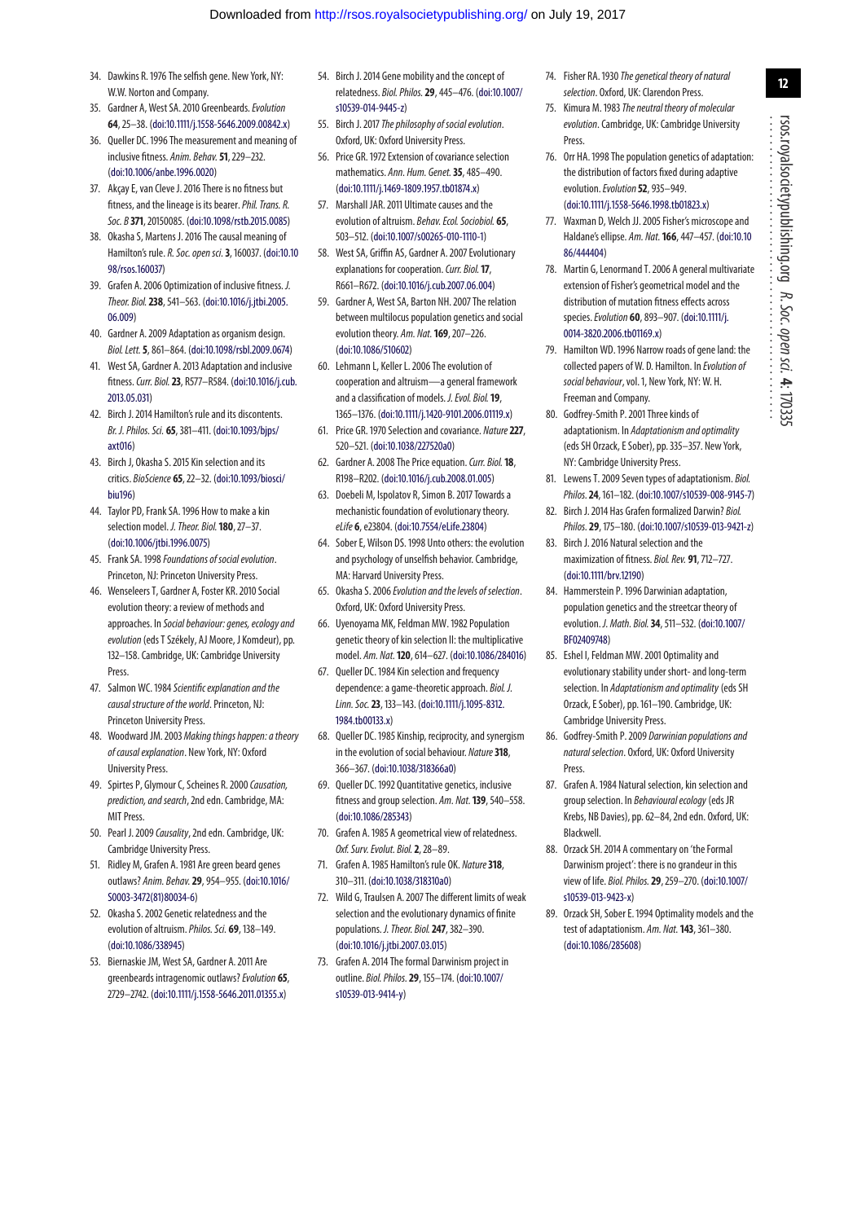34. Dawkins R. 1976 The selfish gene. New York, NY: W.W. Norton and Company.
35. Gardner A, West SA. 2010 Greenbeards. *Evolution* **64**, 25–38. (doi:10.1111/j.1558-5646.2009.00842.x)
36. Queller DC. 1996 The measurement and meaning of inclusive fitness. *Anim. Behav.* **51**, 229–232. (doi:10.1006/anbe.1996.0020)
37. Akçay E, van Cleve J. 2016 There is no fitness but fitness, and the lineage is its bearer. *Phil. Trans. R. Soc. B* **371**, 20150085. (doi:10.1098/rstb.2015.0085)
38. Okasha S, Martens J. 2016 The causal meaning of Hamilton's rule. *R. Soc. open sci.* **3**, 160037. (doi:10.1098/rsos.160037)
39. Grafen A. 2006 Optimization of inclusive fitness. *J. Theor. Biol.* **238**, 541–563. (doi:10.1016/j.jtbi.2005.06.009)
40. Gardner A. 2009 Adaptation as organism design. *Biol. Lett.* **5**, 861–864. (doi:10.1098/rsbl.2009.0674)
41. West SA, Gardner A. 2013 Adaptation and inclusive fitness. *Curr. Biol.* **23**, R577–R584. (doi:10.1016/j.cub.2013.05.031)
42. Birch J. 2014 Hamilton's rule and its discontents. *Br. J. Philos. Sci.* **65**, 381–411. (doi:10.1093/bjps/axt016)
43. Birch J, Okasha S. 2015 Kin selection and its critics. *BioScience* **65**, 22–32. (doi:10.1093/biosci/biu196)
44. Taylor PD, Frank SA. 1996 How to make a kin selection model. *J. Theor. Biol.* **180**, 27–37. (doi:10.1006/jtbi.1996.0075)
45. Frank SA. 1998 *Foundations of social evolution*. Princeton, NJ: Princeton University Press.
46. Wenseleers T, Gardner A, Foster KR. 2010 Social evolution theory: a review of methods and approaches. In *Social behaviour: genes, ecology and evolution* (eds T Székely, AJ Moore, J Komdeur), pp. 132–158. Cambridge, UK: Cambridge University Press.
47. Salmon WC. 1984 *Scientific explanation and the causal structure of the world*. Princeton, NJ: Princeton University Press.
48. Woodward JM. 2003 *Making things happen: a theory of causal explanation*. New York, NY: Oxford University Press.
49. Spirtes P, Glymour C, Scheines R. 2000 *Causation, prediction, and search*, 2nd edn. Cambridge, MA: MIT Press.
50. Pearl J. 2009 *Causality*, 2nd edn. Cambridge, UK: Cambridge University Press.
51. Ridley M, Grafen A. 1981 Are green beard genes outlaws? *Anim. Behav.* **29**, 954–955. (doi:10.1016/S0003-3472(81)80034-6)
52. Okasha S. 2002 Genetic relatedness and the evolution of altruism. *Philos. Sci.* **69**, 138–149. (doi:10.1086/338945)
53. Biernaskie JM, West SA, Gardner A. 2011 Are greenbeards intragenomic outlaws? *Evolution* **65**, 2729–2742. (doi:10.1111/j.1558-5646.2011.01355.x)
54. Birch J. 2014 Gene mobility and the concept of relatedness. *Biol. Philos.* **29**, 445–476. (doi:10.1007/s10539-014-9445-z)
55. Birch J. 2017 *The philosophy of social evolution*. Oxford, UK: Oxford University Press.
56. Price GR. 1972 Extension of covariance selection mathematics. *Ann. Hum. Genet.* **35**, 485–490. (doi:10.1111/j.1469-1809.1957.tb01874.x)
57. Marshall JAR. 2011 Ultimate causes and the evolution of altruism. *Behav. Ecol. Sociobiol.* **65**, 503–512. (doi:10.1007/s00265-010-1110-1)
58. West SA, Griffin AS, Gardner A. 2007 Evolutionary explanations for cooperation. *Curr. Biol.* **17**, R661–R672. (doi:10.1016/j.cub.2007.06.004)
59. Gardner A, West SA, Barton NH. 2007 The relation between multilocus population genetics and social evolution theory. *Am. Nat.* **169**, 207–226. (doi:10.1086/510602)
60. Lehmann L, Keller L. 2006 The evolution of cooperation and altruism—a general framework and a classification of models. *J. Evol. Biol.* **19**, 1365–1376. (doi:10.1111/j.1420-9101.2006.01119.x)
61. Price GR. 1970 Selection and covariance. *Nature* **227**, 520–521. (doi:10.1038/227520a0)
62. Gardner A. 2008 The Price equation. *Curr. Biol.* **18**, R198–R202. (doi:10.1016/j.cub.2008.01.005)
63. Doebeli M, Ispolatov Y, Simon B. 2017 Towards a mechanistic foundation of evolutionary theory. *eLife* **6**, e23804. (doi:10.7554/eLife.23804)
64. Sober E, Wilson DS. 1998 Unto others: the evolution and psychology of unselfish behavior. Cambridge, MA: Harvard University Press.
65. Okasha S. 2006 *Evolution and the levels of selection*. Oxford, UK: Oxford University Press.
66. Uyenoyama MK, Feldman MW. 1982 Population genetic theory of kin selection II: the multiplicative model. *Am. Nat.* **120**, 614–627. (doi:10.1086/284016)
67. Queller DC. 1984 Kin selection and frequency dependence: a game-theoretic approach. *Biol. J. Linn. Soc.* **23**, 133–143. (doi:10.1111/j.1095-8312.1984.tb00133.x)
68. Queller DC. 1985 Kinship, reciprocity, and synergism in the evolution of social behaviour. *Nature* **318**, 366–367. (doi:10.1038/318366a0)
69. Queller DC. 1992 Quantitative genetics, inclusive fitness and group selection. *Am. Nat.* **139**, 540–558. (doi:10.1086/285343)
70. Grafen A. 1985 A geometrical view of relatedness. *Oxf. Surv. Evolut. Biol.* **2**, 28–89.
71. Grafen A. 1985 Hamilton's rule OK. *Nature* **318**, 310–311. (doi:10.1038/318310a0)
72. Wild G, Traulsen A. 2007 The different limits of weak selection and the evolutionary dynamics of finite populations. *J. Theor. Biol.* **247**, 382–390. (doi:10.1016/j.jtbi.2007.03.015)
73. Grafen A. 2014 The formal Darwinism project in outline. *Biol. Philos.* **29**, 155–174. (doi:10.1007/s10539-013-9414-y)
74. Fisher RA. 1930 *The genetical theory of natural selection*. Oxford, UK: Clarendon Press.
75. Kimura M. 1983 *The neutral theory of molecular evolution*. Cambridge, UK: Cambridge University Press.
76. Orr HA. 1998 The population genetics of adaptation: the distribution of factors fixed during adaptive evolution. *Evolution* **52**, 935–949. (doi:10.1111/j.1558-5646.1998.tb01823.x)
77. Waxman D, Welch JJ. 2005 Fisher's microscope and Haldane's ellipse. *Am. Nat.* **166**, 447–457. (doi:10.1086/444404)
78. Martin G, Lenormand T. 2006 A general multivariate extension of Fisher's geometrical model and the distribution of mutation fitness effects across species. *Evolution* **60**, 893–907. (doi:10.1111/j.0014-3820.2006.tb01169.x)
79. Hamilton WD. 1996 Narrow roads of gene land: the collected papers of W. D. Hamilton. In *Evolution of social behaviour*, vol. 1, New York, NY: W. H. Freeman and Company.
80. Godfrey-Smith P. 2001 Three kinds of adaptationism. In *Adaptationism and optimality* (eds SH Orzack, E Sober), pp. 335–357. New York, NY: Cambridge University Press.
81. Lewens T. 2009 Seven types of adaptationism. *Biol. Philos.* **24**, 161–182. (doi:10.1007/s10539-008-9145-7)
82. Birch J. 2014 Has Grafen formalized Darwin? *Biol. Philos.* **29**, 175–180. (doi:10.1007/s10539-013-9421-z)
83. Birch J. 2016 Natural selection and the maximization of fitness. *Biol. Rev.* **91**, 712–727. (doi:10.1111/brv.12190)
84. Hammerstein P. 1996 Darwinian adaptation, population genetics and the streetcar theory of evolution. *J. Math. Biol.* **34**, 511–532. (doi:10.1007/BF02409748)
85. Eshel I, Feldman MW. 2001 Optimality and evolutionary stability under short- and long-term selection. In *Adaptationism and optimality* (eds SH Orzack, E Sober), pp. 161–190. Cambridge, UK: Cambridge University Press.
86. Godfrey-Smith P. 2009 *Darwinian populations and natural selection*. Oxford, UK: Oxford University Press.
87. Grafen A. 1984 Natural selection, kin selection and group selection. In *Behavioural ecology* (eds JR Krebs, NB Davies), pp. 62–84, 2nd edn. Oxford, UK: Blackwell.
88. Orzack SH. 2014 A commentary on 'the Formal Darwinism project': there is no grandeur in this view of life. *Biol. Philos.* **29**, 259–270. (doi:10.1007/s10539-013-9423-x)
89. Orzack SH, Sober E. 1994 Optimality models and the test of adaptationism. *Am. Nat.* **143**, 361–380. (doi:10.1086/285608)